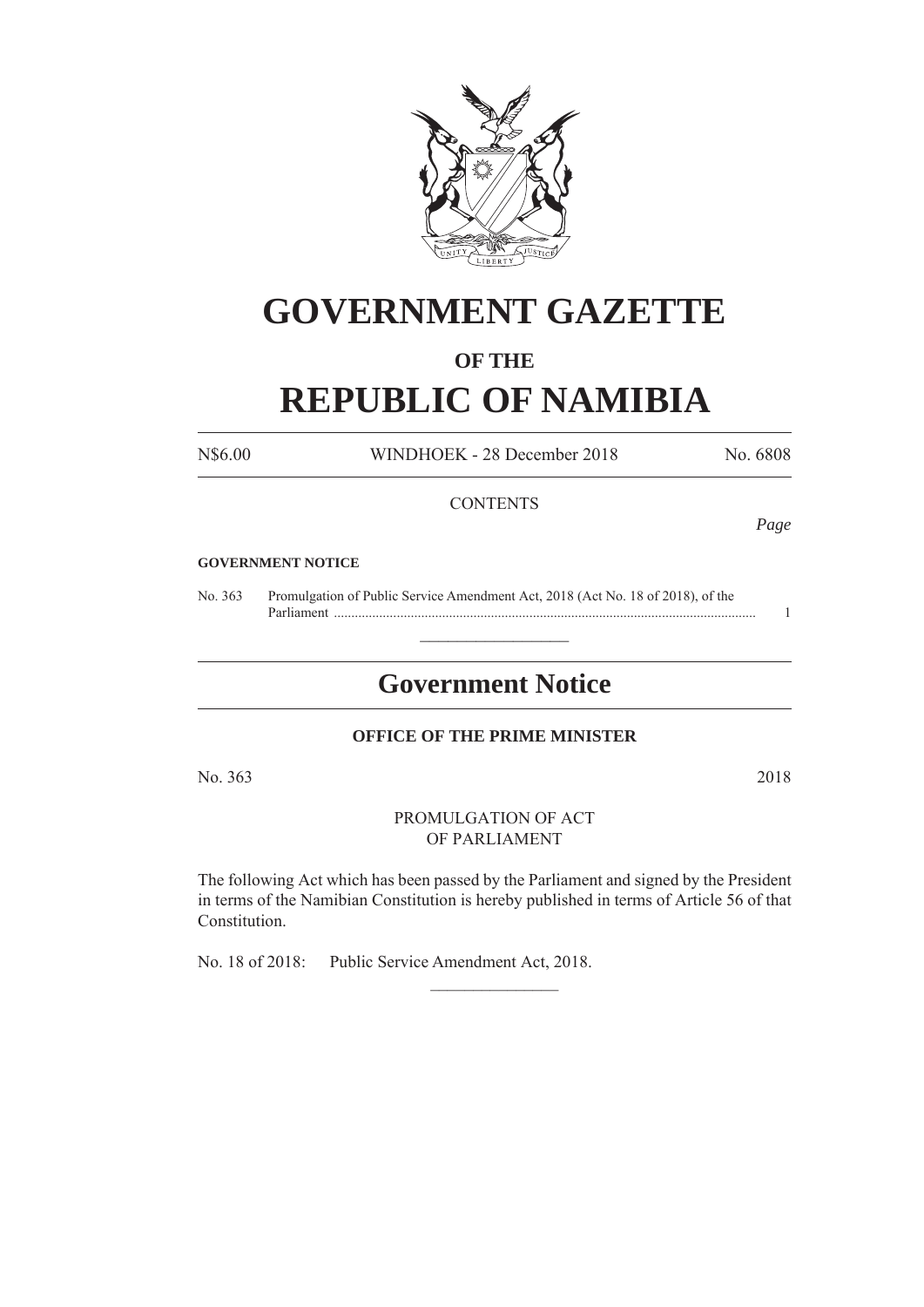# GOVERNMENT GAZETTE

## OF THE

# REPUBLIC OF NAMIBIA

N$6.00 WINDHOEK - 28 December 2018 No. 6808

CONTENTS

*Page*

**GOVERNMENT NOTICE**

No. 363 Promulgation of Public Service Amendment Act, 2018 (Act No. 18 of 2018), of the Parliament ........................................................................................................................ 1

---

## Government Notice

**OFFICE OF THE PRIME MINISTER**

No. 363 2018

PROMULGATION OF ACT
OF PARLIAMENT

The following Act which has been passed by the Parliament and signed by the President in terms of the Namibian Constitution is hereby published in terms of Article 56 of that Constitution.

No. 18 of 2018: Public Service Amendment Act, 2018.

---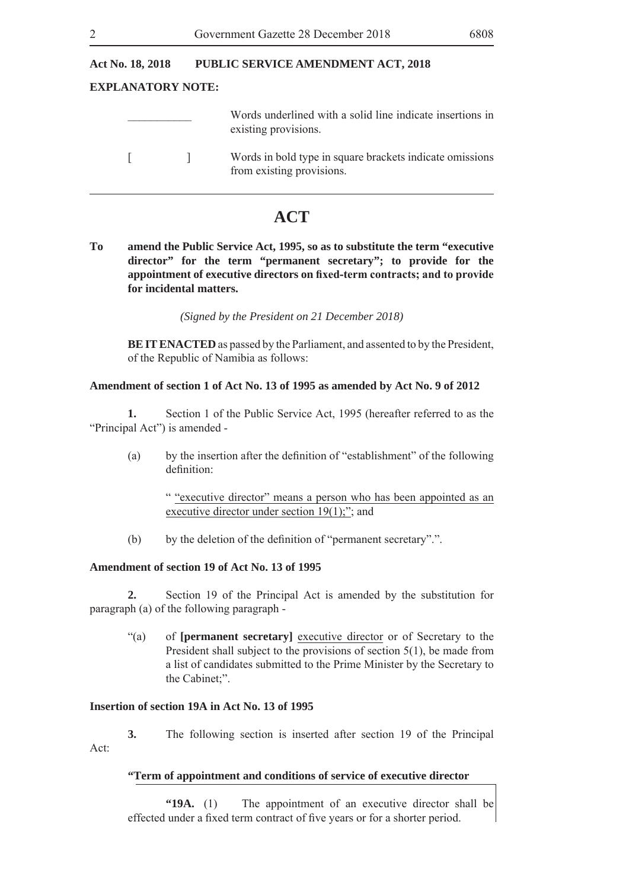**Act No. 18, 2018 PUBLIC SERVICE AMENDMENT ACT, 2018**

**EXPLANATORY NOTE:**

| | |
|---|---|
| \_\_\_\_\_\_\_\_\_\_\_ | Words underlined with a solid line indicate insertions in existing provisions. |
| [ ] | Words in bold type in square brackets indicate omissions from existing provisions. |

# ACT

**To amend the Public Service Act, 1995, so as to substitute the term "executive director" for the term "permanent secretary"; to provide for the appointment of executive directors on fixed-term contracts; and to provide for incidental matters.**

*(Signed by the President on 21 December 2018)*

**BE IT ENACTED** as passed by the Parliament, and assented to by the President, of the Republic of Namibia as follows:

**Amendment of section 1 of Act No. 13 of 1995 as amended by Act No. 9 of 2012**

**1.** Section 1 of the Public Service Act, 1995 (hereafter referred to as the "Principal Act") is amended -

(a) by the insertion after the definition of "establishment" of the following definition:

" <u>"executive director" means a person who has been appointed as an executive director under section 19(1);</u>"; and

(b) by the deletion of the definition of "permanent secretary".".

**Amendment of section 19 of Act No. 13 of 1995**

**2.** Section 19 of the Principal Act is amended by the substitution for paragraph (a) of the following paragraph -

"(a) of **[permanent secretary]** <u>executive director</u> or of Secretary to the President shall subject to the provisions of section 5(1), be made from a list of candidates submitted to the Prime Minister by the Secretary to the Cabinet;".

**Insertion of section 19A in Act No. 13 of 1995**

**3.** The following section is inserted after section 19 of the Principal Act:

**"Term of appointment and conditions of service of executive director**

**"19A.** (1) The appointment of an executive director shall be effected under a fixed term contract of five years or for a shorter period.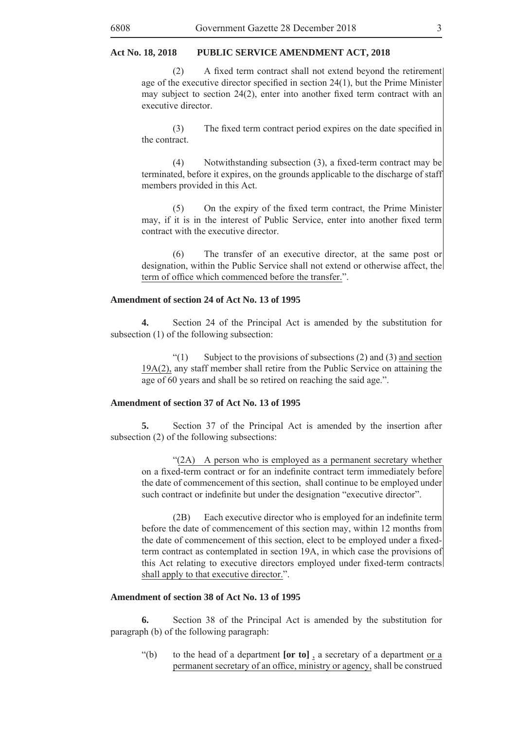**Act No. 18, 2018 PUBLIC SERVICE AMENDMENT ACT, 2018**

(2) A fixed term contract shall not extend beyond the retirement age of the executive director specified in section 24(1), but the Prime Minister may subject to section 24(2), enter into another fixed term contract with an executive director.

(3) The fixed term contract period expires on the date specified in the contract.

(4) Notwithstanding subsection (3), a fixed-term contract may be terminated, before it expires, on the grounds applicable to the discharge of staff members provided in this Act.

(5) On the expiry of the fixed term contract, the Prime Minister may, if it is in the interest of Public Service, enter into another fixed term contract with the executive director.

(6) The transfer of an executive director, at the same post or designation, within the Public Service shall not extend or otherwise affect, the term of office which commenced before the transfer.".

**Amendment of section 24 of Act No. 13 of 1995**

**4.** Section 24 of the Principal Act is amended by the substitution for subsection (1) of the following subsection:

"(1) Subject to the provisions of subsections (2) and (3) and section 19A(2), any staff member shall retire from the Public Service on attaining the age of 60 years and shall be so retired on reaching the said age.".

**Amendment of section 37 of Act No. 13 of 1995**

**5.** Section 37 of the Principal Act is amended by the insertion after subsection (2) of the following subsections:

"(2A) A person who is employed as a permanent secretary whether on a fixed-term contract or for an indefinite contract term immediately before the date of commencement of this section, shall continue to be employed under such contract or indefinite but under the designation "executive director".

(2B) Each executive director who is employed for an indefinite term before the date of commencement of this section may, within 12 months from the date of commencement of this section, elect to be employed under a fixed-term contract as contemplated in section 19A, in which case the provisions of this Act relating to executive directors employed under fixed-term contracts shall apply to that executive director.".

**Amendment of section 38 of Act No. 13 of 1995**

**6.** Section 38 of the Principal Act is amended by the substitution for paragraph (b) of the following paragraph:

"(b) to the head of a department **[or to]** , a secretary of a department or a permanent secretary of an office, ministry or agency, shall be construed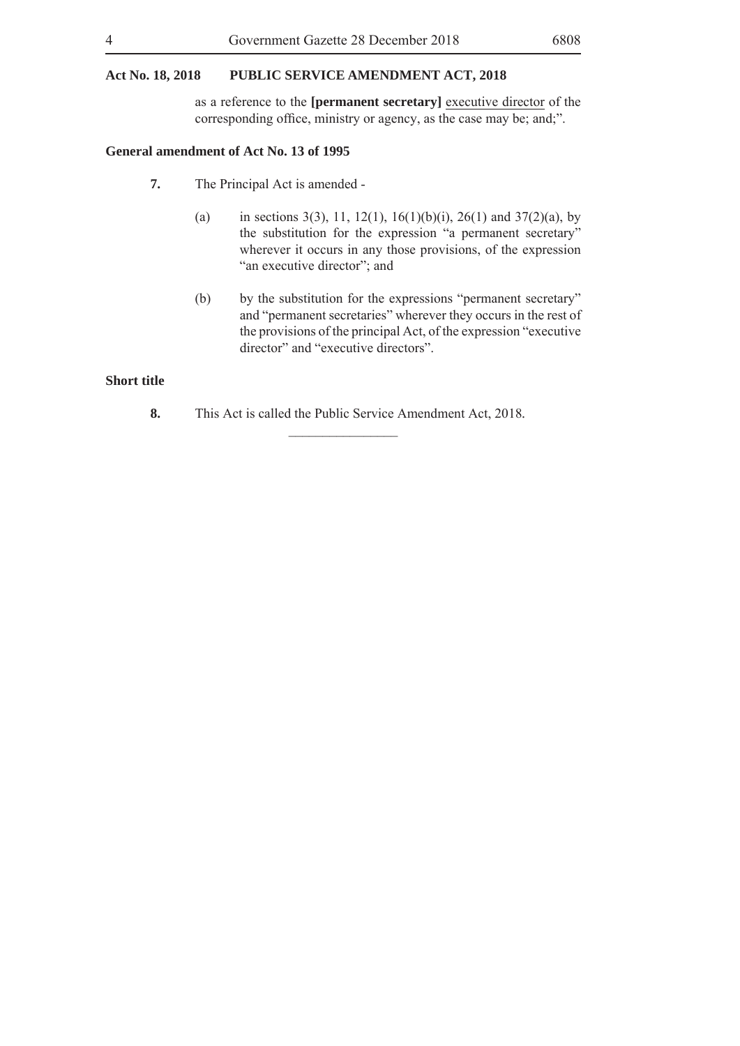as a reference to the **[permanent secretary]** <u>executive director</u> of the corresponding office, ministry or agency, as the case may be; and;".

**General amendment of Act No. 13 of 1995**

**7.** The Principal Act is amended -

(a) in sections 3(3), 11, 12(1), 16(1)(b)(i), 26(1) and 37(2)(a), by the substitution for the expression "a permanent secretary" wherever it occurs in any those provisions, of the expression "an executive director"; and

(b) by the substitution for the expressions "permanent secretary" and "permanent secretaries" wherever they occurs in the rest of the provisions of the principal Act, of the expression "executive director" and "executive directors".

**Short title**

**8.** This Act is called the Public Service Amendment Act, 2018.

________________